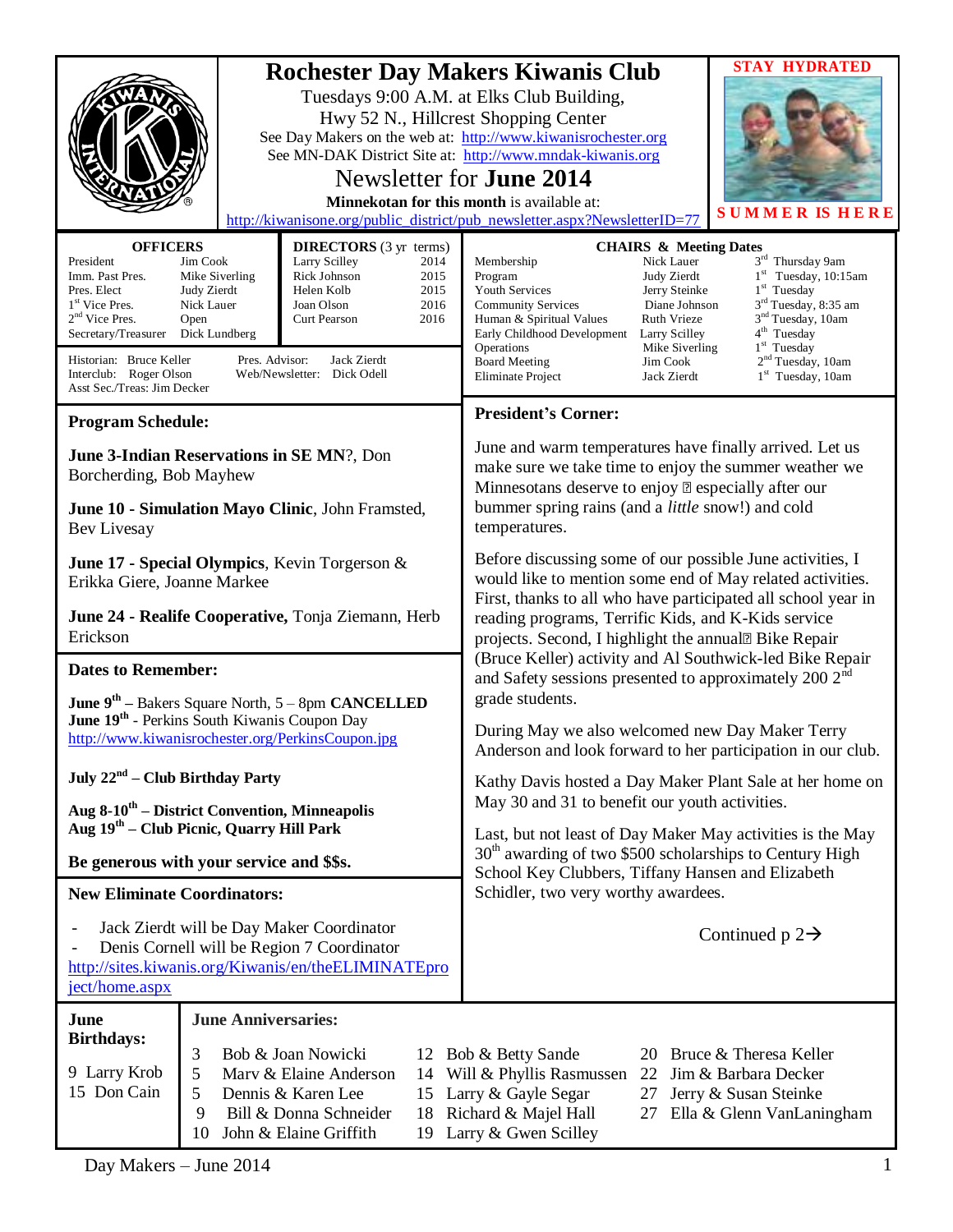# Rochester Day Makers Kiwanis Club

Tuesdays 9:00 A.M. at Elks Club Building,
Hwy 52 N., Hillcrest Shopping Center

See Day Makers on the web at: http://www.kiwanisrochester.org
See MN-DAK District Site at: http://www.mndak-kiwanis.org

## Newsletter for **June 2014**

**Minnekotan for this month** is available at:
http://kiwanisone.org/public_district/pub_newsletter.aspx?NewsletterID=77

**STAY HYDRATED**

**SUMMER IS HERE**

### OFFICERS

| | |
|---|---|
| President | Jim Cook |
| Imm. Past Pres. | Mike Siverling |
| Pres. Elect | Judy Zierdt |
| 1st Vice Pres. | Nick Lauer |
| 2nd Vice Pres. | Open |
| Secretary/Treasurer | Dick Lundberg |

### DIRECTORS (3 yr terms)

| | |
|---|---|
| Larry Scilley | 2014 |
| Rick Johnson | 2015 |
| Helen Kolb | 2015 |
| Joan Olson | 2016 |
| Curt Pearson | 2016 |

Historian: Bruce Keller
Interclub: Roger Olson
Asst Sec./Treas: Jim Decker
Pres. Advisor: Jack Zierdt
Web/Newsletter: Dick Odell

### CHAIRS & Meeting Dates

| | | |
|---|---|---|
| Membership | Nick Lauer | 3rd Thursday 9am |
| Program | Judy Zierdt | 1st Tuesday, 10:15am |
| Youth Services | Jerry Steinke | 1st Tuesday |
| Community Services | Diane Johnson | 3rd Tuesday, 8:35 am |
| Human & Spiritual Values | Ruth Vrieze | 3nd Tuesday, 10am |
| Early Childhood Development | Larry Scilley | 4th Tuesday |
| Operations | Mike Siverling | 1st Tuesday |
| Board Meeting | Jim Cook | 2nd Tuesday, 10am |
| Eliminate Project | Jack Zierdt | 1st Tuesday, 10am |

### Program Schedule:

**June 3-Indian Reservations in SE MN**?, Don Borcherding, Bob Mayhew

**June 10 - Simulation Mayo Clinic**, John Framsted, Bev Livesay

**June 17 - Special Olympics**, Kevin Torgerson & Erikka Giere, Joanne Markee

**June 24 - Realife Cooperative,** Tonja Ziemann, Herb Erickson

### Dates to Remember:

**June 9th** – Bakers Square North, 5 – 8pm **CANCELLED**
**June 19th** - Perkins South Kiwanis Coupon Day
http://www.kiwanisrochester.org/PerkinsCoupon.jpg

**July 22nd – Club Birthday Party**

**Aug 8-10th – District Convention, Minneapolis**
**Aug 19th – Club Picnic, Quarry Hill Park**

**Be generous with your service and $$s.**

### New Eliminate Coordinators:

- Jack Zierdt will be Day Maker Coordinator
- Denis Cornell will be Region 7 Coordinator

http://sites.kiwanis.org/Kiwanis/en/theELIMINATEproject/home.aspx

### President's Corner:

June and warm temperatures have finally arrived. Let us make sure we take time to enjoy the summer weather we Minnesotans deserve to enjoy  especially after our bummer spring rains (and a *little* snow!) and cold temperatures.

Before discussing some of our possible June activities, I would like to mention some end of May related activities. First, thanks to all who have participated all school year in reading programs, Terrific Kids, and K-Kids service projects. Second, I highlight the annual Bike Repair (Bruce Keller) activity and Al Southwick-led Bike Repair and Safety sessions presented to approximately 200 2nd grade students.

During May we also welcomed new Day Maker Terry Anderson and look forward to her participation in our club.

Kathy Davis hosted a Day Maker Plant Sale at her home on May 30 and 31 to benefit our youth activities.

Last, but not least of Day Maker May activities is the May 30th awarding of two $500 scholarships to Century High School Key Clubbers, Tiffany Hansen and Elizabeth Schidler, two very worthy awardees.

Continued p 2→

### June Birthdays:

9 Larry Krob
15 Don Cain

### June Anniversaries:

| | | | | | |
|---|---|---|---|---|---|
| 3 | Bob & Joan Nowicki | 12 | Bob & Betty Sande | 20 | Bruce & Theresa Keller |
| 5 | Marv & Elaine Anderson | 14 | Will & Phyllis Rasmussen | 22 | Jim & Barbara Decker |
| 5 | Dennis & Karen Lee | 15 | Larry & Gayle Segar | 27 | Jerry & Susan Steinke |
| 9 | Bill & Donna Schneider | 18 | Richard & Majel Hall | 27 | Ella & Glenn VanLaningham |
| 10 | John & Elaine Griffith | 19 | Larry & Gwen Scilley | | |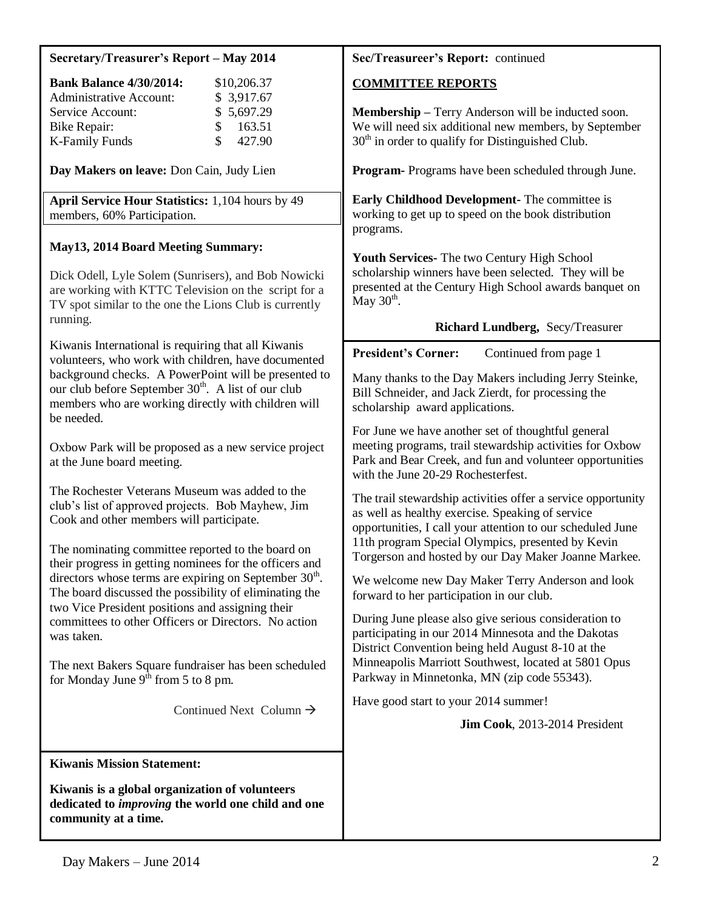## Secretary/Treasurer's Report – May 2014

| | |
|---|---|
| **Bank Balance 4/30/2014:** | $10,206.37 |
| Administrative Account: | $ 3,917.67 |
| Service Account: | $ 5,697.29 |
| Bike Repair: | $ 163.51 |
| K-Family Funds | $ 427.90 |

**Day Makers on leave:** Don Cain, Judy Lien

**April Service Hour Statistics:** 1,104 hours by 49 members, 60% Participation.

### May13, 2014 Board Meeting Summary:

Dick Odell, Lyle Solem (Sunrisers), and Bob Nowicki are working with KTTC Television on the script for a TV spot similar to the one the Lions Club is currently running.

Kiwanis International is requiring that all Kiwanis volunteers, who work with children, have documented background checks. A PowerPoint will be presented to our club before September 30th. A list of our club members who are working directly with children will be needed.

Oxbow Park will be proposed as a new service project at the June board meeting.

The Rochester Veterans Museum was added to the club's list of approved projects. Bob Mayhew, Jim Cook and other members will participate.

The nominating committee reported to the board on their progress in getting nominees for the officers and directors whose terms are expiring on September 30th. The board discussed the possibility of eliminating the two Vice President positions and assigning their committees to other Officers or Directors. No action was taken.

The next Bakers Square fundraiser has been scheduled for Monday June 9th from 5 to 8 pm.

Continued Next Column →

**Sec/Treasureer's Report:** continued

### COMMITTEE REPORTS

**Membership –** Terry Anderson will be inducted soon. We will need six additional new members, by September 30th in order to qualify for Distinguished Club.

**Program-** Programs have been scheduled through June.

**Early Childhood Development-** The committee is working to get up to speed on the book distribution programs.

**Youth Services-** The two Century High School scholarship winners have been selected. They will be presented at the Century High School awards banquet on May 30th.

**Richard Lundberg,** Secy/Treasurer

## President's Corner:

Continued from page 1

Many thanks to the Day Makers including Jerry Steinke, Bill Schneider, and Jack Zierdt, for processing the scholarship award applications.

For June we have another set of thoughtful general meeting programs, trail stewardship activities for Oxbow Park and Bear Creek, and fun and volunteer opportunities with the June 20-29 Rochesterfest.

The trail stewardship activities offer a service opportunity as well as healthy exercise. Speaking of service opportunities, I call your attention to our scheduled June 11th program Special Olympics, presented by Kevin Torgerson and hosted by our Day Maker Joanne Markee.

We welcome new Day Maker Terry Anderson and look forward to her participation in our club.

During June please also give serious consideration to participating in our 2014 Minnesota and the Dakotas District Convention being held August 8-10 at the Minneapolis Marriott Southwest, located at 5801 Opus Parkway in Minnetonka, MN (zip code 55343).

Have good start to your 2014 summer!

**Jim Cook**, 2013-2014 President

## Kiwanis Mission Statement:

**Kiwanis is a global organization of volunteers dedicated to *improving* the world one child and one community at a time.**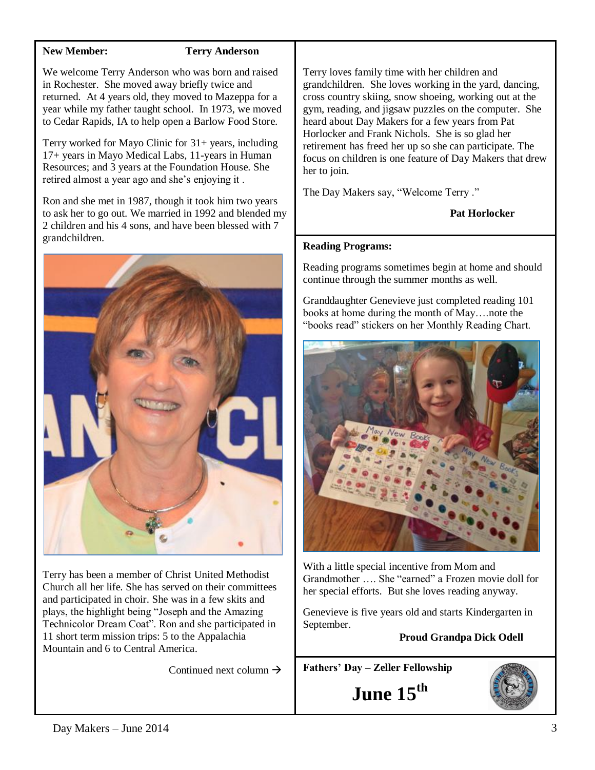**New Member:** **Terry Anderson**

We welcome Terry Anderson who was born and raised in Rochester. She moved away briefly twice and returned. At 4 years old, they moved to Mazeppa for a year while my father taught school. In 1973, we moved to Cedar Rapids, IA to help open a Barlow Food Store.

Terry worked for Mayo Clinic for 31+ years, including 17+ years in Mayo Medical Labs, 11-years in Human Resources; and 3 years at the Foundation House. She retired almost a year ago and she's enjoying it .

Ron and she met in 1987, though it took him two years to ask her to go out. We married in 1992 and blended my 2 children and his 4 sons, and have been blessed with 7 grandchildren.

Terry has been a member of Christ United Methodist Church all her life. She has served on their committees and participated in choir. She was in a few skits and plays, the highlight being "Joseph and the Amazing Technicolor Dream Coat". Ron and she participated in 11 short term mission trips: 5 to the Appalachia Mountain and 6 to Central America.

Continued next column →

Terry loves family time with her children and grandchildren. She loves working in the yard, dancing, cross country skiing, snow shoeing, working out at the gym, reading, and jigsaw puzzles on the computer. She heard about Day Makers for a few years from Pat Horlocker and Frank Nichols. She is so glad her retirement has freed her up so she can participate. The focus on children is one feature of Day Makers that drew her to join.

The Day Makers say, "Welcome Terry ."

**Pat Horlocker**

**Reading Programs:**

Reading programs sometimes begin at home and should continue through the summer months as well.

Granddaughter Genevieve just completed reading 101 books at home during the month of May….note the "books read" stickers on her Monthly Reading Chart.

With a little special incentive from Mom and Grandmother …. She "earned" a Frozen movie doll for her special efforts. But she loves reading anyway.

Genevieve is five years old and starts Kindergarten in September.

**Proud Grandpa Dick Odell**

**Fathers' Day – Zeller Fellowship**

**June 15th**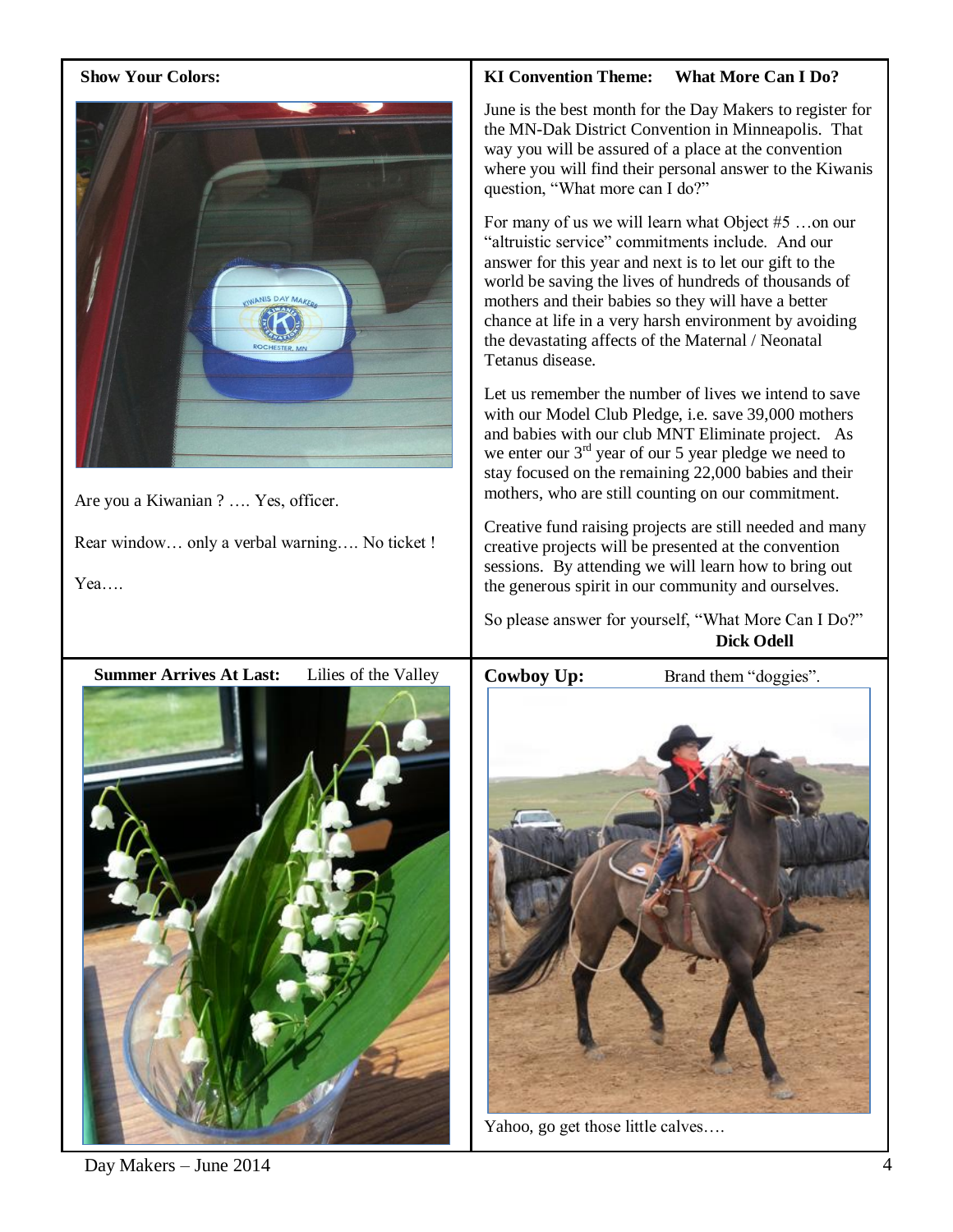**Show Your Colors:**

Are you a Kiwanian ? …. Yes, officer.

Rear window… only a verbal warning…. No ticket !

Yea….

**KI Convention Theme: What More Can I Do?**

June is the best month for the Day Makers to register for the MN-Dak District Convention in Minneapolis. That way you will be assured of a place at the convention where you will find their personal answer to the Kiwanis question, "What more can I do?"

For many of us we will learn what Object #5 …on our "altruistic service" commitments include. And our answer for this year and next is to let our gift to the world be saving the lives of hundreds of thousands of mothers and their babies so they will have a better chance at life in a very harsh environment by avoiding the devastating affects of the Maternal / Neonatal Tetanus disease.

Let us remember the number of lives we intend to save with our Model Club Pledge, i.e. save 39,000 mothers and babies with our club MNT Eliminate project. As we enter our 3rd year of our 5 year pledge we need to stay focused on the remaining 22,000 babies and their mothers, who are still counting on our commitment.

Creative fund raising projects are still needed and many creative projects will be presented at the convention sessions. By attending we will learn how to bring out the generous spirit in our community and ourselves.

So please answer for yourself, "What More Can I Do?"

**Dick Odell**

**Summer Arrives At Last:** Lilies of the Valley

**Cowboy Up:** Brand them "doggies".

Yahoo, go get those little calves….